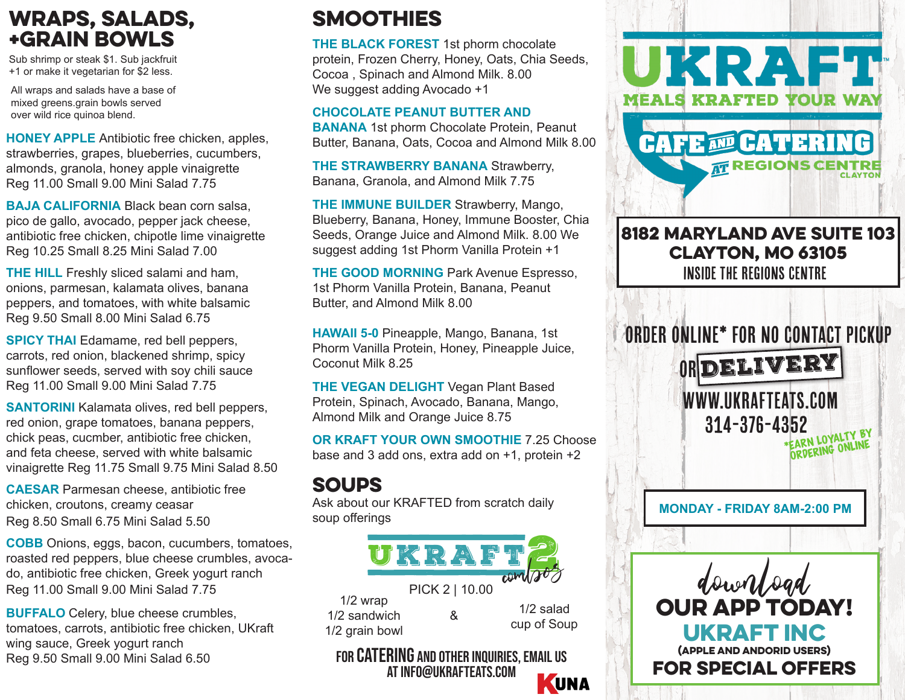## WRAPS, SALADS, +GRAIN BOWLS

Sub shrimp or steak $1. Sub jackfruit +1 or make it vegetarian for $2 less.

All wraps and salads have a base of mixed greens.grain bowls served over wild rice quinoa blend.

**HONEY APPLE** Antibiotic free chicken, apples, strawberries, grapes, blueberries, cucumbers, almonds, granola, honey apple vinaigrette
Reg 11.00 Small 9.00 Mini Salad 7.75

**BAJA CALIFORNIA** Black bean corn salsa, pico de gallo, avocado, pepper jack cheese, antibiotic free chicken, chipotle lime vinaigrette
Reg 10.25 Small 8.25 Mini Salad 7.00

**THE HILL** Freshly sliced salami and ham, onions, parmesan, kalamata olives, banana peppers, and tomatoes, with white balsamic
Reg 9.50 Small 8.00 Mini Salad 6.75

**SPICY THAI** Edamame, red bell peppers, carrots, red onion, blackened shrimp, spicy sunflower seeds, served with soy chili sauce
Reg 11.00 Small 9.00 Mini Salad 7.75

**SANTORINI** Kalamata olives, red bell peppers, red onion, grape tomatoes, banana peppers, chick peas, cucmber, antibiotic free chicken, and feta cheese, served with white balsamic vinaigrette Reg 11.75 Small 9.75 Mini Salad 8.50

**CAESAR** Parmesan cheese, antibiotic free chicken, croutons, creamy ceasar
Reg 8.50 Small 6.75 Mini Salad 5.50

**COBB** Onions, eggs, bacon, cucumbers, tomatoes, roasted red peppers, blue cheese crumbles, avocado, antibiotic free chicken, Greek yogurt ranch
Reg 11.00 Small 9.00 Mini Salad 7.75

**BUFFALO** Celery, blue cheese crumbles, tomatoes, carrots, antibiotic free chicken, UKraft wing sauce, Greek yogurt ranch
Reg 9.50 Small 9.00 Mini Salad 6.50

## SMOOTHIES

**THE BLACK FOREST** 1st phorm chocolate protein, Frozen Cherry, Honey, Oats, Chia Seeds, Cocoa , Spinach and Almond Milk. 8.00
We suggest adding Avocado +1

**CHOCOLATE PEANUT BUTTER AND BANANA** 1st phorm Chocolate Protein, Peanut Butter, Banana, Oats, Cocoa and Almond Milk 8.00

**THE STRAWBERRY BANANA** Strawberry, Banana, Granola, and Almond Milk 7.75

**THE IMMUNE BUILDER** Strawberry, Mango, Blueberry, Banana, Honey, Immune Booster, Chia Seeds, Orange Juice and Almond Milk. 8.00 We suggest adding 1st Phorm Vanilla Protein +1

**THE GOOD MORNING** Park Avenue Espresso, 1st Phorm Vanilla Protein, Banana, Peanut Butter, and Almond Milk 8.00

**HAWAII 5-0** Pineapple, Mango, Banana, 1st Phorm Vanilla Protein, Honey, Pineapple Juice, Coconut Milk 8.25

**THE VEGAN DELIGHT** Vegan Plant Based Protein, Spinach, Avocado, Banana, Mango, Almond Milk and Orange Juice 8.75

**OR KRAFT YOUR OWN SMOOTHIE** 7.25 Choose base and 3 add ons, extra add on +1, protein +2

## SOUPS

Ask about our KRAFTED from scratch daily soup offerings

## UKRAFT 2 combos

PICK 2 | 10.00

1/2 wrap
1/2 sandwich
1/2 grain bowl

&

1/2 salad
cup of Soup

FOR CATERING AND OTHER INQUIRIES, EMAIL US AT INFO@UKRAFTEATS.COM

KUNA

# UKRAFT™

MEALS KRAFTED YOUR WAY

CAFE AND CATERING AT REGIONS CENTRE CLAYTON

**8182 MARYLAND AVE SUITE 103**
**CLAYTON, MO 63105**
INSIDE THE REGIONS CENTRE

ORDER ONLINE* FOR NO CONTACT PICKUP OR **DELIVERY**
WWW.UKRAFTEATS.COM
314-376-4352
*EARN LOYALTY BY ORDERING ONLINE

**MONDAY - FRIDAY 8AM-2:00 PM**

download
**OUR APP TODAY!**
**UKRAFT INC**
(APPLE AND ANDORID USERS)
**FOR SPECIAL OFFERS**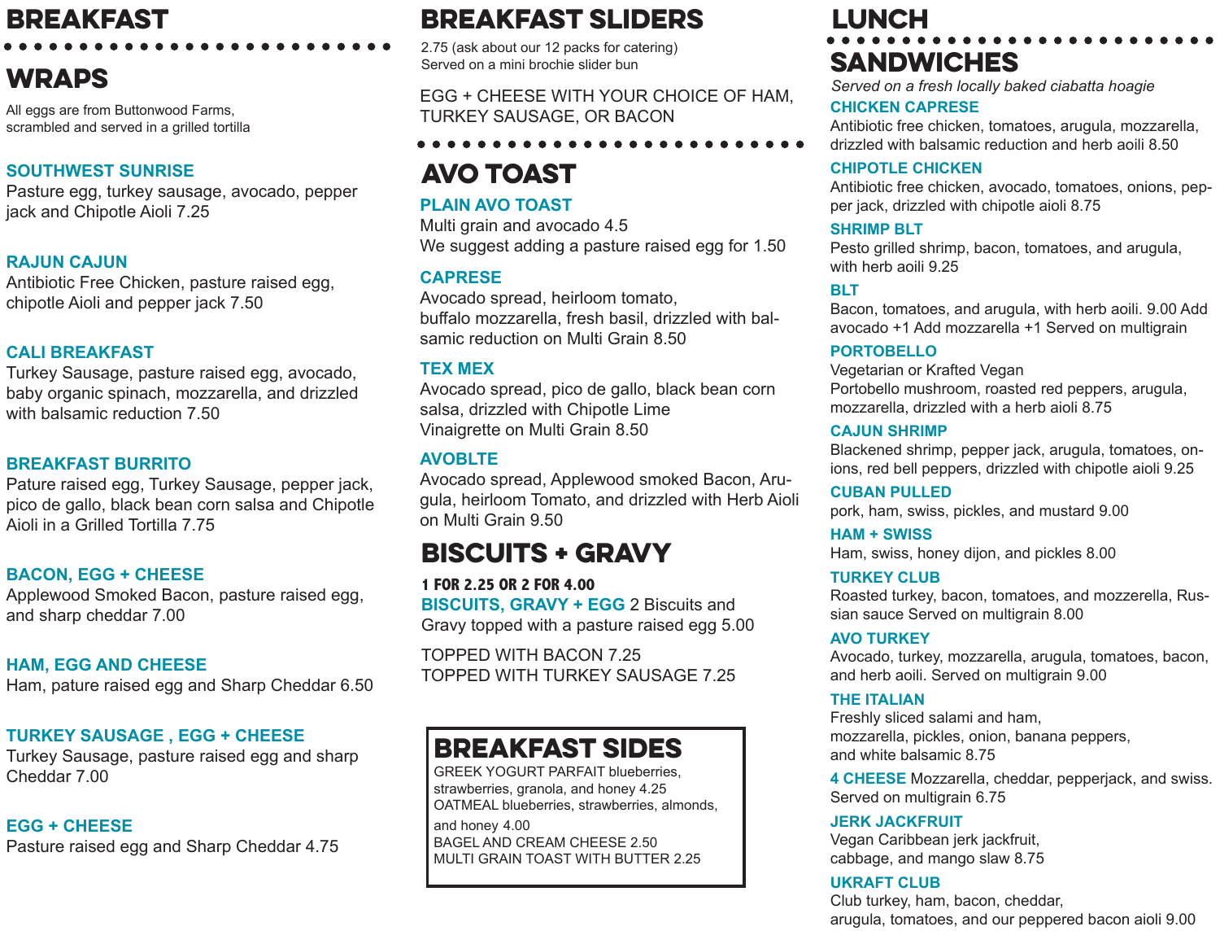# BREAKFAST

## WRAPS

All eggs are from Buttonwood Farms, scrambled and served in a grilled tortilla

**SOUTHWEST SUNRISE**
Pasture egg, turkey sausage, avocado, pepper jack and Chipotle Aioli 7.25

**RAJUN CAJUN**
Antibiotic Free Chicken, pasture raised egg, chipotle Aioli and pepper jack 7.50

**CALI BREAKFAST**
Turkey Sausage, pasture raised egg, avocado, baby organic spinach, mozzarella, and drizzled with balsamic reduction 7.50

**BREAKFAST BURRITO**
Pature raised egg, Turkey Sausage, pepper jack, pico de gallo, black bean corn salsa and Chipotle Aioli in a Grilled Tortilla 7.75

**BACON, EGG + CHEESE**
Applewood Smoked Bacon, pasture raised egg, and sharp cheddar 7.00

**HAM, EGG AND CHEESE**
Ham, pature raised egg and Sharp Cheddar 6.50

**TURKEY SAUSAGE , EGG + CHEESE**
Turkey Sausage, pasture raised egg and sharp Cheddar 7.00

**EGG + CHEESE**
Pasture raised egg and Sharp Cheddar 4.75

## BREAKFAST SLIDERS

2.75 (ask about our 12 packs for catering)
Served on a mini brochie slider bun

EGG + CHEESE WITH YOUR CHOICE OF HAM, TURKEY SAUSAGE, OR BACON

## AVO TOAST

**PLAIN AVO TOAST**
Multi grain and avocado 4.5
We suggest adding a pasture raised egg for 1.50

**CAPRESE**
Avocado spread, heirloom tomato, buffalo mozzarella, fresh basil, drizzled with balsamic reduction on Multi Grain 8.50

**TEX MEX**
Avocado spread, pico de gallo, black bean corn salsa, drizzled with Chipotle Lime Vinaigrette on Multi Grain 8.50

**AVOBLTE**
Avocado spread, Applewood smoked Bacon, Arugula, heirloom Tomato, and drizzled with Herb Aioli on Multi Grain 9.50

## BISCUITS + GRAVY

**1 FOR 2.25 OR 2 FOR 4.00**

**BISCUITS, GRAVY + EGG** 2 Biscuits and Gravy topped with a pasture raised egg 5.00

TOPPED WITH BACON 7.25
TOPPED WITH TURKEY SAUSAGE 7.25

## BREAKFAST SIDES

GREEK YOGURT PARFAIT blueberries, strawberries, granola, and honey 4.25
OATMEAL blueberries, strawberries, almonds, and honey 4.00
BAGEL AND CREAM CHEESE 2.50
MULTI GRAIN TOAST WITH BUTTER 2.25

# LUNCH

## SANDWICHES

*Served on a fresh locally baked ciabatta hoagie*

**CHICKEN CAPRESE**
Antibiotic free chicken, tomatoes, arugula, mozzarella, drizzled with balsamic reduction and herb aoili 8.50

**CHIPOTLE CHICKEN**
Antibiotic free chicken, avocado, tomatoes, onions, pepper jack, drizzled with chipotle aioli 8.75

**SHRIMP BLT**
Pesto grilled shrimp, bacon, tomatoes, and arugula, with herb aoili 9.25

**BLT**
Bacon, tomatoes, and arugula, with herb aoili. 9.00 Add avocado +1 Add mozzarella +1 Served on multigrain

**PORTOBELLO**
Vegetarian or Krafted Vegan
Portobello mushroom, roasted red peppers, arugula, mozzarella, drizzled with a herb aioli 8.75

**CAJUN SHRIMP**
Blackened shrimp, pepper jack, arugula, tomatoes, onions, red bell peppers, drizzled with chipotle aioli 9.25

**CUBAN PULLED**
pork, ham, swiss, pickles, and mustard 9.00

**HAM + SWISS**
Ham, swiss, honey dijon, and pickles 8.00

**TURKEY CLUB**
Roasted turkey, bacon, tomatoes, and mozzerella, Russian sauce Served on multigrain 8.00

**AVO TURKEY**
Avocado, turkey, mozzarella, arugula, tomatoes, bacon, and herb aoili. Served on multigrain 9.00

**THE ITALIAN**
Freshly sliced salami and ham, mozzarella, pickles, onion, banana peppers, and white balsamic 8.75

**4 CHEESE** Mozzarella, cheddar, pepperjack, and swiss. Served on multigrain 6.75

**JERK JACKFRUIT**
Vegan Caribbean jerk jackfruit, cabbage, and mango slaw 8.75

**UKRAFT CLUB**
Club turkey, ham, bacon, cheddar, arugula, tomatoes, and our peppered bacon aioli 9.00